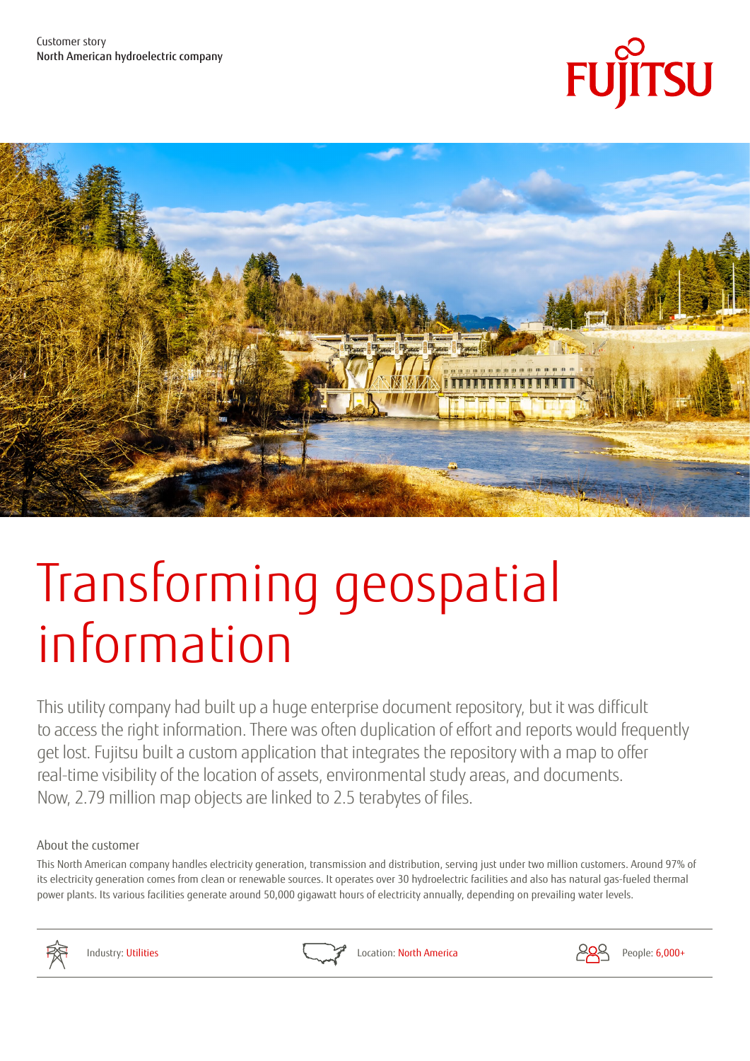Customer story
North American hydroelectric company

FUJITSU

# Transforming geospatial information

This utility company had built up a huge enterprise document repository, but it was difficult to access the right information. There was often duplication of effort and reports would frequently get lost. Fujitsu built a custom application that integrates the repository with a map to offer real-time visibility of the location of assets, environmental study areas, and documents. Now, 2.79 million map objects are linked to 2.5 terabytes of files.

## About the customer

This North American company handles electricity generation, transmission and distribution, serving just under two million customers. Around 97% of its electricity generation comes from clean or renewable sources. It operates over 30 hydroelectric facilities and also has natural gas-fueled thermal power plants. Its various facilities generate around 50,000 gigawatt hours of electricity annually, depending on prevailing water levels.

Industry: Utilities

Location: North America

People: 6,000+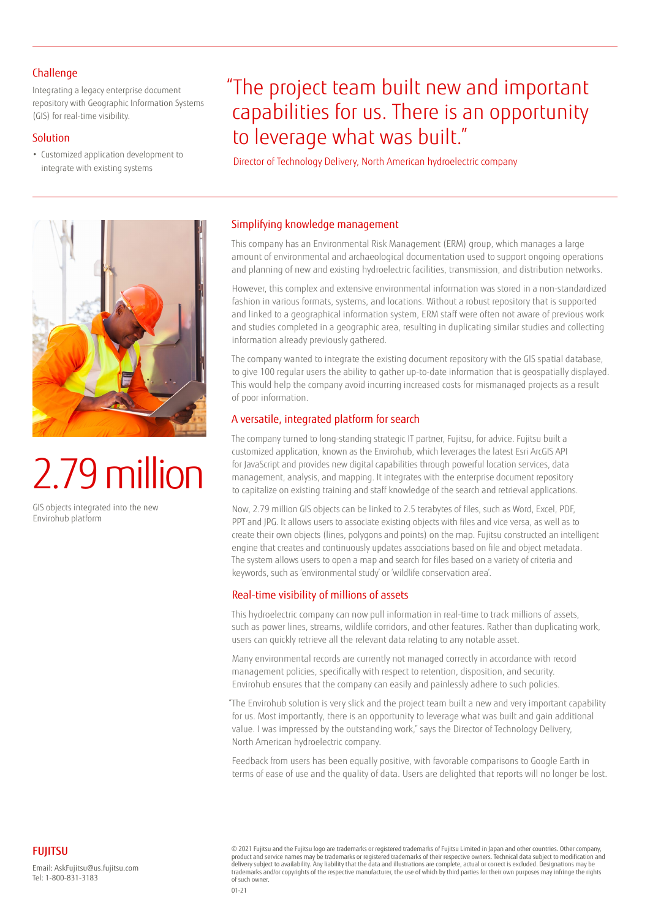## Challenge

Integrating a legacy enterprise document repository with Geographic Information Systems (GIS) for real-time visibility.

## Solution

- Customized application development to integrate with existing systems

"The project team built new and important capabilities for us. There is an opportunity to leverage what was built."

Director of Technology Delivery, North American hydroelectric company

# 2.79 million

GIS objects integrated into the new Envirohub platform

## Simplifying knowledge management

This company has an Environmental Risk Management (ERM) group, which manages a large amount of environmental and archaeological documentation used to support ongoing operations and planning of new and existing hydroelectric facilities, transmission, and distribution networks.

However, this complex and extensive environmental information was stored in a non-standardized fashion in various formats, systems, and locations. Without a robust repository that is supported and linked to a geographical information system, ERM staff were often not aware of previous work and studies completed in a geographic area, resulting in duplicating similar studies and collecting information already previously gathered.

The company wanted to integrate the existing document repository with the GIS spatial database, to give 100 regular users the ability to gather up-to-date information that is geospatially displayed. This would help the company avoid incurring increased costs for mismanaged projects as a result of poor information.

## A versatile, integrated platform for search

The company turned to long-standing strategic IT partner, Fujitsu, for advice. Fujitsu built a customized application, known as the Envirohub, which leverages the latest Esri ArcGIS API for JavaScript and provides new digital capabilities through powerful location services, data management, analysis, and mapping. It integrates with the enterprise document repository to capitalize on existing training and staff knowledge of the search and retrieval applications.

Now, 2.79 million GIS objects can be linked to 2.5 terabytes of files, such as Word, Excel, PDF, PPT and JPG. It allows users to associate existing objects with files and vice versa, as well as to create their own objects (lines, polygons and points) on the map. Fujitsu constructed an intelligent engine that creates and continuously updates associations based on file and object metadata. The system allows users to open a map and search for files based on a variety of criteria and keywords, such as 'environmental study' or 'wildlife conservation area'.

## Real-time visibility of millions of assets

This hydroelectric company can now pull information in real-time to track millions of assets, such as power lines, streams, wildlife corridors, and other features. Rather than duplicating work, users can quickly retrieve all the relevant data relating to any notable asset.

Many environmental records are currently not managed correctly in accordance with record management policies, specifically with respect to retention, disposition, and security. Envirohub ensures that the company can easily and painlessly adhere to such policies.

"The Envirohub solution is very slick and the project team built a new and very important capability for us. Most importantly, there is an opportunity to leverage what was built and gain additional value. I was impressed by the outstanding work," says the Director of Technology Delivery, North American hydroelectric company.

Feedback from users has been equally positive, with favorable comparisons to Google Earth in terms of ease of use and the quality of data. Users are delighted that reports will no longer be lost.

**FUJITSU**

Email: AskFujitsu@us.fujitsu.com
Tel: 1-800-831-3183

© 2021 Fujitsu and the Fujitsu logo are trademarks or registered trademarks of Fujitsu Limited in Japan and other countries. Other company, product and service names may be trademarks or registered trademarks of their respective owners. Technical data subject to modification and delivery subject to availability. Any liability that the data and illustrations are complete, actual or correct is excluded. Designations may be trademarks and/or copyrights of the respective manufacturer, the use of which by third parties for their own purposes may infringe the rights of such owner.

01-21